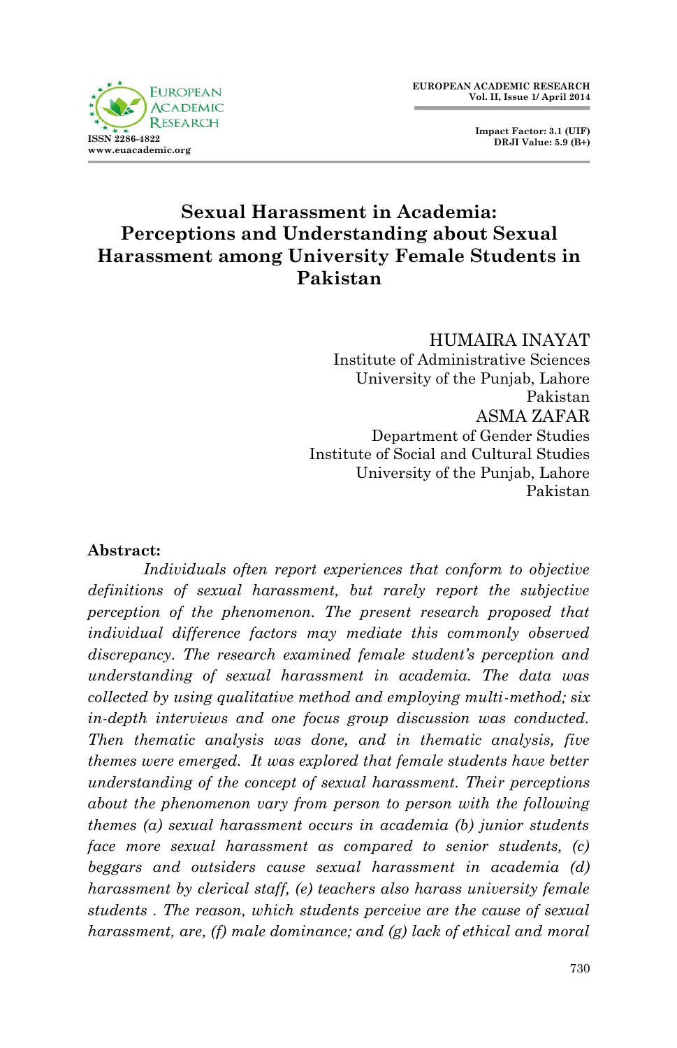# Sexual Harassment in Academia: Perceptions and Understanding about Sexual Harassment among University Female Students in Pakistan

HUMAIRA INAYAT
Institute of Administrative Sciences
University of the Punjab, Lahore
Pakistan

ASMA ZAFAR
Department of Gender Studies
Institute of Social and Cultural Studies
University of the Punjab, Lahore
Pakistan

**Abstract:**

*Individuals often report experiences that conform to objective definitions of sexual harassment, but rarely report the subjective perception of the phenomenon. The present research proposed that individual difference factors may mediate this commonly observed discrepancy. The research examined female student's perception and understanding of sexual harassment in academia. The data was collected by using qualitative method and employing multi-method; six in-depth interviews and one focus group discussion was conducted. Then thematic analysis was done, and in thematic analysis, five themes were emerged. It was explored that female students have better understanding of the concept of sexual harassment. Their perceptions about the phenomenon vary from person to person with the following themes (a) sexual harassment occurs in academia (b) junior students face more sexual harassment as compared to senior students, (c) beggars and outsiders cause sexual harassment in academia (d) harassment by clerical staff, (e) teachers also harass university female students . The reason, which students perceive are the cause of sexual harassment, are, (f) male dominance; and (g) lack of ethical and moral*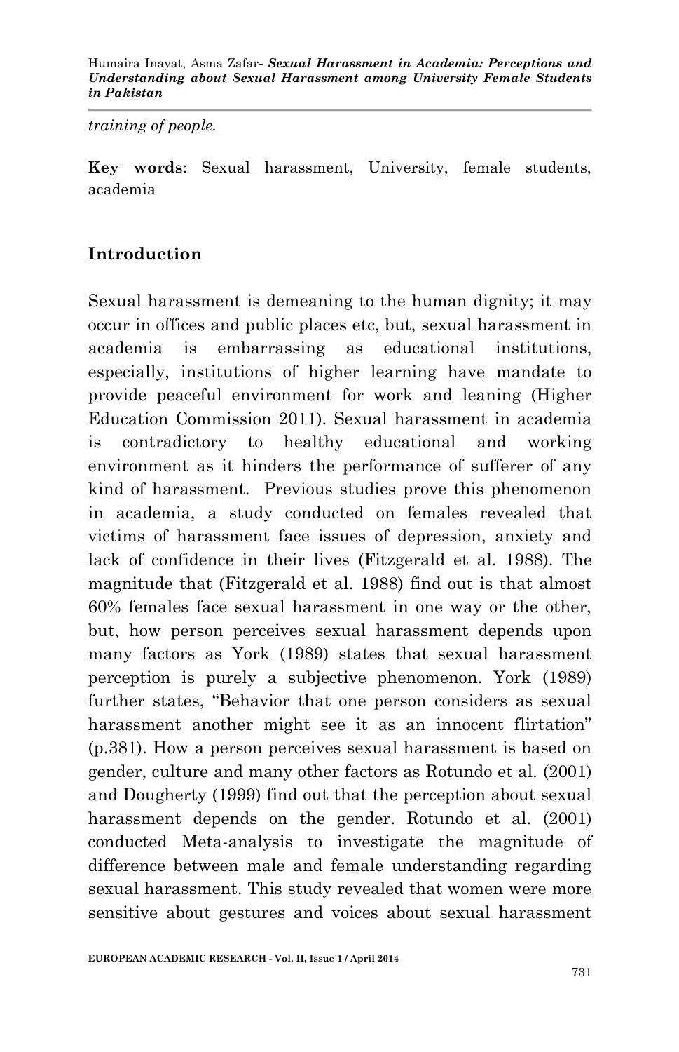*training of people.*

**Key words**: Sexual harassment, University, female students, academia

## Introduction

Sexual harassment is demeaning to the human dignity; it may occur in offices and public places etc, but, sexual harassment in academia is embarrassing as educational institutions, especially, institutions of higher learning have mandate to provide peaceful environment for work and leaning (Higher Education Commission 2011). Sexual harassment in academia is contradictory to healthy educational and working environment as it hinders the performance of sufferer of any kind of harassment. Previous studies prove this phenomenon in academia, a study conducted on females revealed that victims of harassment face issues of depression, anxiety and lack of confidence in their lives (Fitzgerald et al. 1988). The magnitude that (Fitzgerald et al. 1988) find out is that almost 60% females face sexual harassment in one way or the other, but, how person perceives sexual harassment depends upon many factors as York (1989) states that sexual harassment perception is purely a subjective phenomenon. York (1989) further states, "Behavior that one person considers as sexual harassment another might see it as an innocent flirtation" (p.381). How a person perceives sexual harassment is based on gender, culture and many other factors as Rotundo et al. (2001) and Dougherty (1999) find out that the perception about sexual harassment depends on the gender. Rotundo et al. (2001) conducted Meta-analysis to investigate the magnitude of difference between male and female understanding regarding sexual harassment. This study revealed that women were more sensitive about gestures and voices about sexual harassment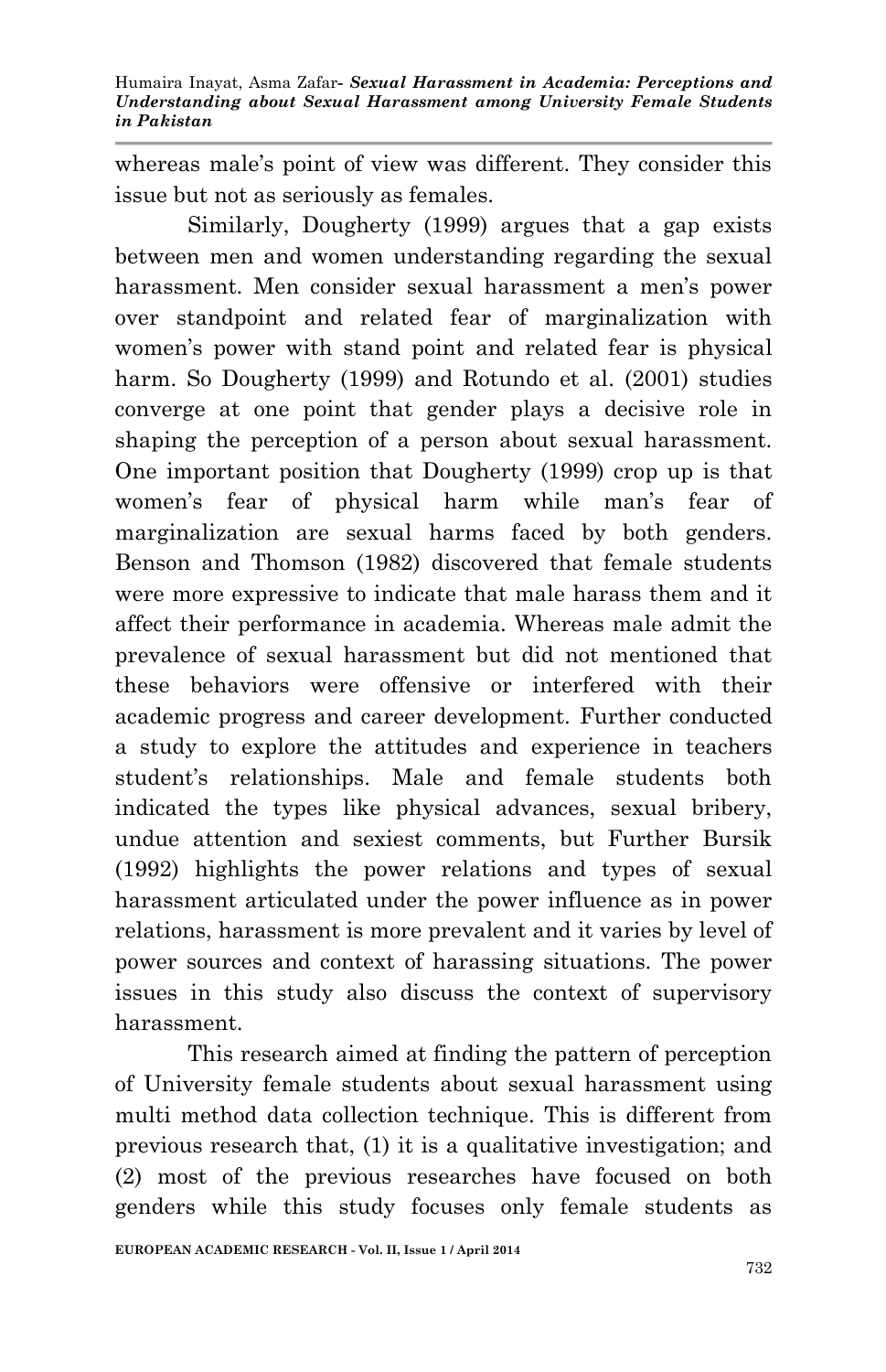whereas male's point of view was different. They consider this issue but not as seriously as females.

Similarly, Dougherty (1999) argues that a gap exists between men and women understanding regarding the sexual harassment. Men consider sexual harassment a men's power over standpoint and related fear of marginalization with women's power with stand point and related fear is physical harm. So Dougherty (1999) and Rotundo et al. (2001) studies converge at one point that gender plays a decisive role in shaping the perception of a person about sexual harassment. One important position that Dougherty (1999) crop up is that women's fear of physical harm while man's fear of marginalization are sexual harms faced by both genders. Benson and Thomson (1982) discovered that female students were more expressive to indicate that male harass them and it affect their performance in academia. Whereas male admit the prevalence of sexual harassment but did not mentioned that these behaviors were offensive or interfered with their academic progress and career development. Further conducted a study to explore the attitudes and experience in teachers student's relationships. Male and female students both indicated the types like physical advances, sexual bribery, undue attention and sexiest comments, but Further Bursik (1992) highlights the power relations and types of sexual harassment articulated under the power influence as in power relations, harassment is more prevalent and it varies by level of power sources and context of harassing situations. The power issues in this study also discuss the context of supervisory harassment.

This research aimed at finding the pattern of perception of University female students about sexual harassment using multi method data collection technique. This is different from previous research that, (1) it is a qualitative investigation; and (2) most of the previous researches have focused on both genders while this study focuses only female students as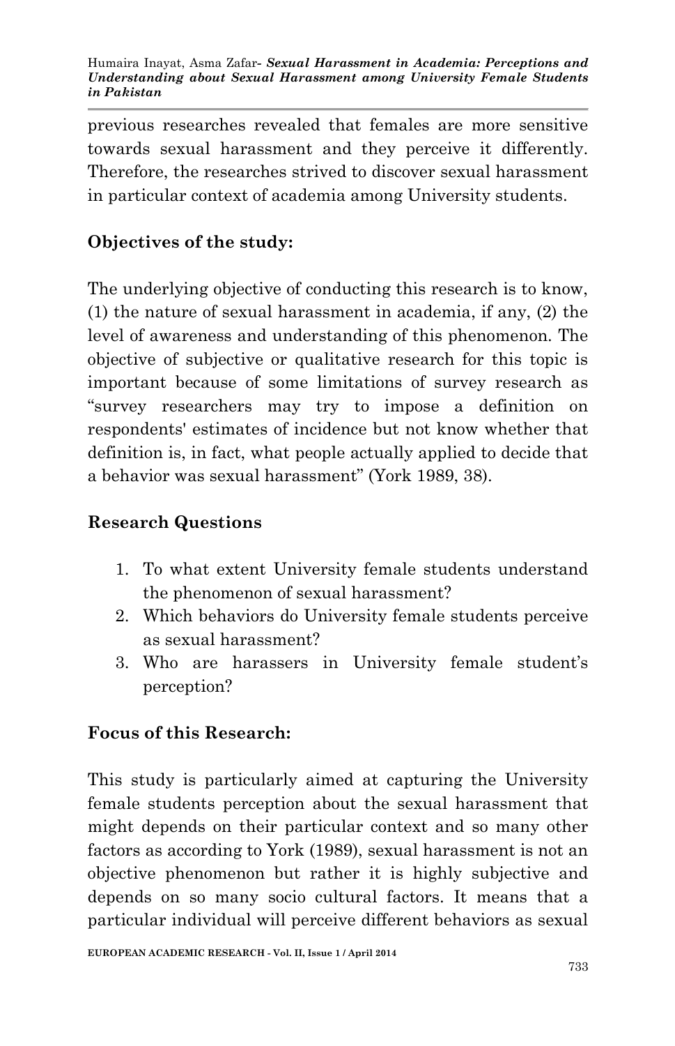previous researches revealed that females are more sensitive towards sexual harassment and they perceive it differently. Therefore, the researches strived to discover sexual harassment in particular context of academia among University students.

## Objectives of the study:

The underlying objective of conducting this research is to know, (1) the nature of sexual harassment in academia, if any, (2) the level of awareness and understanding of this phenomenon. The objective of subjective or qualitative research for this topic is important because of some limitations of survey research as "survey researchers may try to impose a definition on respondents' estimates of incidence but not know whether that definition is, in fact, what people actually applied to decide that a behavior was sexual harassment" (York 1989, 38).

## Research Questions

1. To what extent University female students understand the phenomenon of sexual harassment?
2. Which behaviors do University female students perceive as sexual harassment?
3. Who are harassers in University female student's perception?

## Focus of this Research:

This study is particularly aimed at capturing the University female students perception about the sexual harassment that might depends on their particular context and so many other factors as according to York (1989), sexual harassment is not an objective phenomenon but rather it is highly subjective and depends on so many socio cultural factors. It means that a particular individual will perceive different behaviors as sexual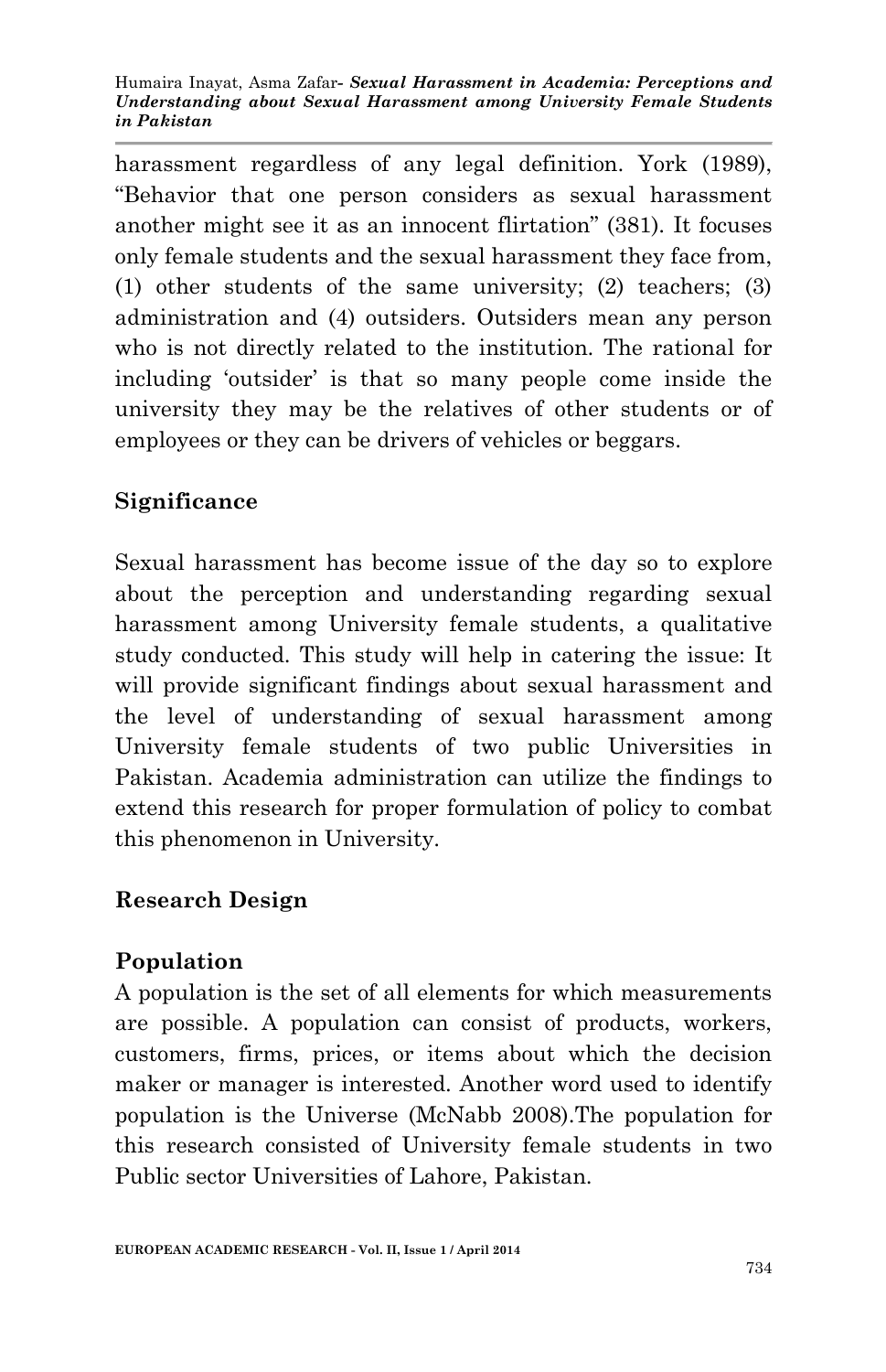harassment regardless of any legal definition. York (1989), "Behavior that one person considers as sexual harassment another might see it as an innocent flirtation" (381). It focuses only female students and the sexual harassment they face from, (1) other students of the same university; (2) teachers; (3) administration and (4) outsiders. Outsiders mean any person who is not directly related to the institution. The rational for including 'outsider' is that so many people come inside the university they may be the relatives of other students or of employees or they can be drivers of vehicles or beggars.

## Significance

Sexual harassment has become issue of the day so to explore about the perception and understanding regarding sexual harassment among University female students, a qualitative study conducted. This study will help in catering the issue: It will provide significant findings about sexual harassment and the level of understanding of sexual harassment among University female students of two public Universities in Pakistan. Academia administration can utilize the findings to extend this research for proper formulation of policy to combat this phenomenon in University.

## Research Design

### Population

A population is the set of all elements for which measurements are possible. A population can consist of products, workers, customers, firms, prices, or items about which the decision maker or manager is interested. Another word used to identify population is the Universe (McNabb 2008).The population for this research consisted of University female students in two Public sector Universities of Lahore, Pakistan.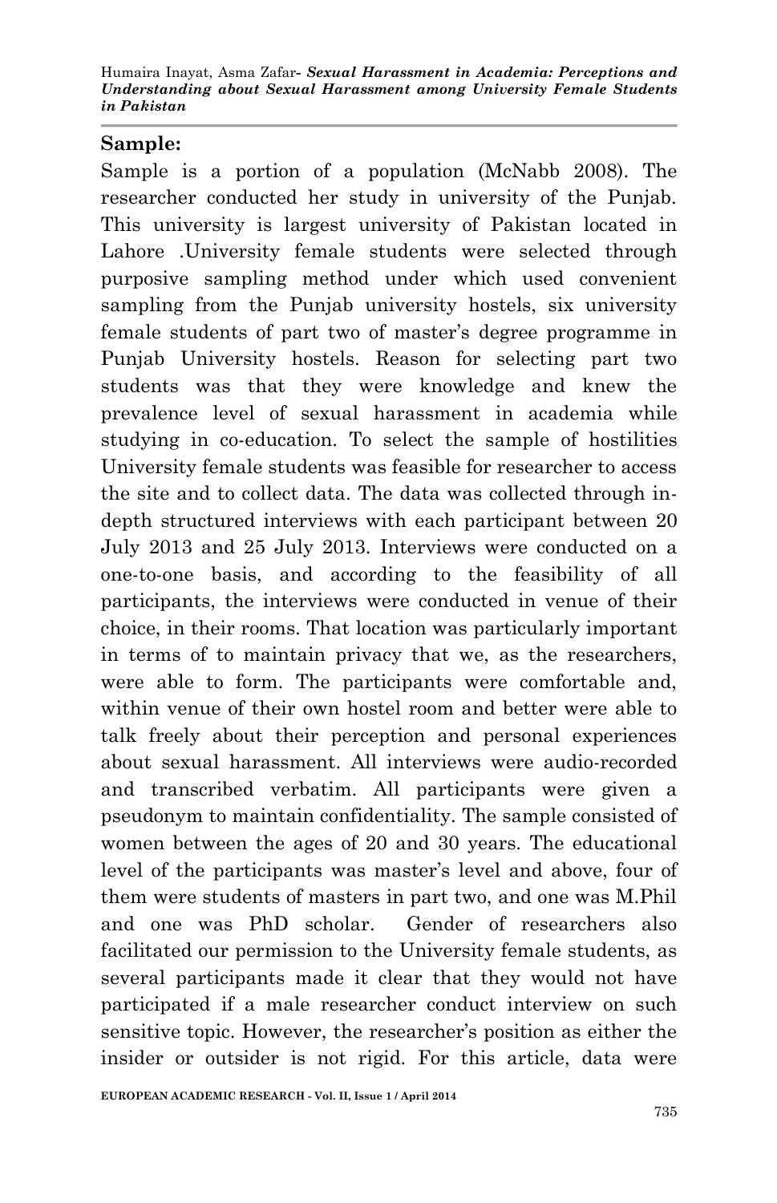**Sample:**

Sample is a portion of a population (McNabb 2008). The researcher conducted her study in university of the Punjab. This university is largest university of Pakistan located in Lahore .University female students were selected through purposive sampling method under which used convenient sampling from the Punjab university hostels, six university female students of part two of master's degree programme in Punjab University hostels. Reason for selecting part two students was that they were knowledge and knew the prevalence level of sexual harassment in academia while studying in co-education. To select the sample of hostilities University female students was feasible for researcher to access the site and to collect data. The data was collected through in-depth structured interviews with each participant between 20 July 2013 and 25 July 2013. Interviews were conducted on a one-to-one basis, and according to the feasibility of all participants, the interviews were conducted in venue of their choice, in their rooms. That location was particularly important in terms of to maintain privacy that we, as the researchers, were able to form. The participants were comfortable and, within venue of their own hostel room and better were able to talk freely about their perception and personal experiences about sexual harassment. All interviews were audio-recorded and transcribed verbatim. All participants were given a pseudonym to maintain confidentiality. The sample consisted of women between the ages of 20 and 30 years. The educational level of the participants was master's level and above, four of them were students of masters in part two, and one was M.Phil and one was PhD scholar. Gender of researchers also facilitated our permission to the University female students, as several participants made it clear that they would not have participated if a male researcher conduct interview on such sensitive topic. However, the researcher's position as either the insider or outsider is not rigid. For this article, data were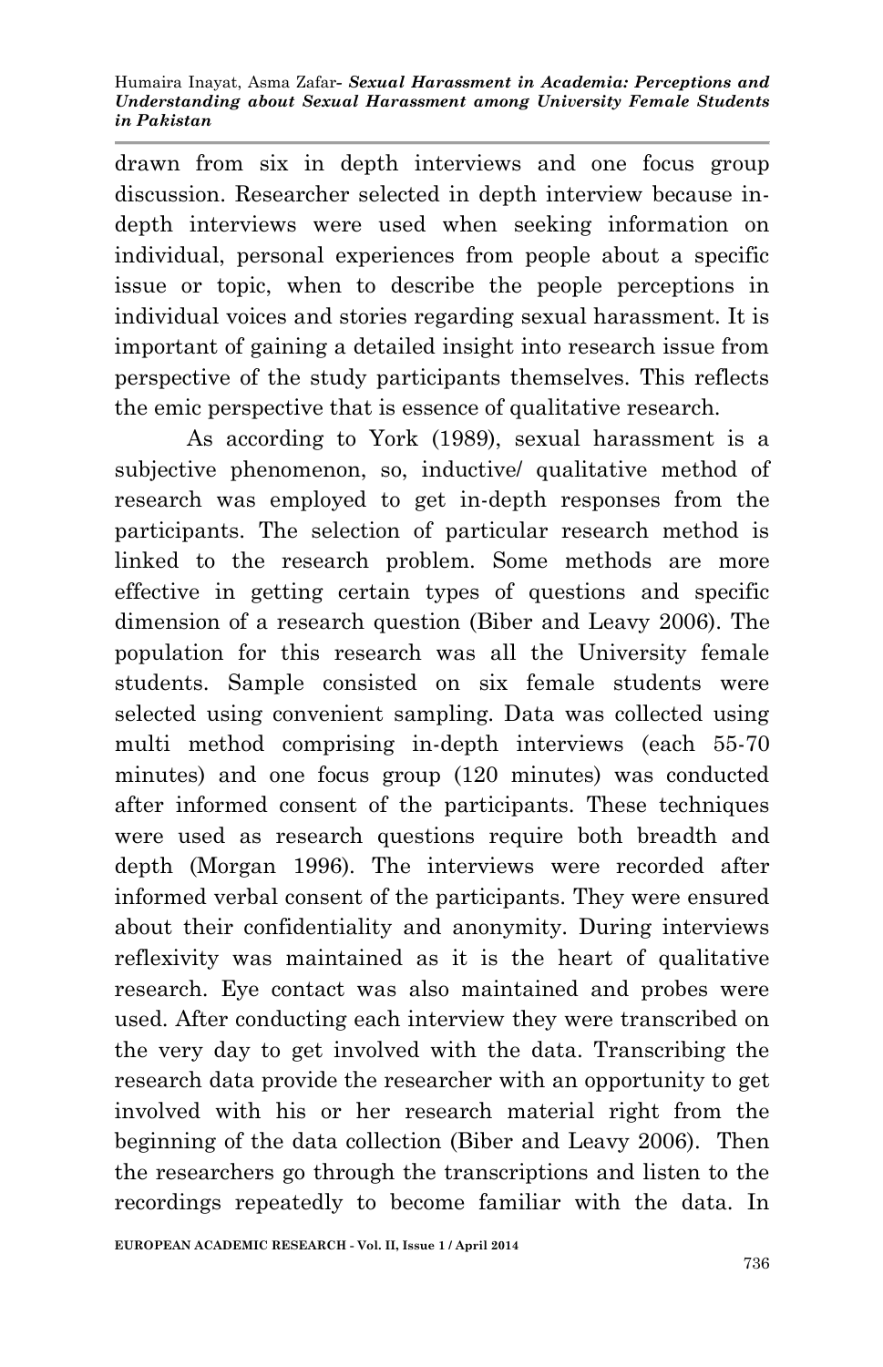drawn from six in depth interviews and one focus group discussion. Researcher selected in depth interview because in-depth interviews were used when seeking information on individual, personal experiences from people about a specific issue or topic, when to describe the people perceptions in individual voices and stories regarding sexual harassment. It is important of gaining a detailed insight into research issue from perspective of the study participants themselves. This reflects the emic perspective that is essence of qualitative research.

As according to York (1989), sexual harassment is a subjective phenomenon, so, inductive/ qualitative method of research was employed to get in-depth responses from the participants. The selection of particular research method is linked to the research problem. Some methods are more effective in getting certain types of questions and specific dimension of a research question (Biber and Leavy 2006). The population for this research was all the University female students. Sample consisted on six female students were selected using convenient sampling. Data was collected using multi method comprising in-depth interviews (each 55-70 minutes) and one focus group (120 minutes) was conducted after informed consent of the participants. These techniques were used as research questions require both breadth and depth (Morgan 1996). The interviews were recorded after informed verbal consent of the participants. They were ensured about their confidentiality and anonymity. During interviews reflexivity was maintained as it is the heart of qualitative research. Eye contact was also maintained and probes were used. After conducting each interview they were transcribed on the very day to get involved with the data. Transcribing the research data provide the researcher with an opportunity to get involved with his or her research material right from the beginning of the data collection (Biber and Leavy 2006). Then the researchers go through the transcriptions and listen to the recordings repeatedly to become familiar with the data. In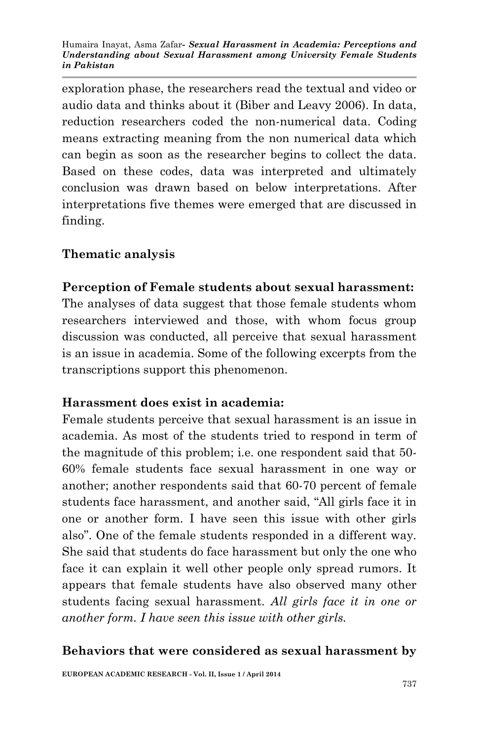exploration phase, the researchers read the textual and video or audio data and thinks about it (Biber and Leavy 2006). In data, reduction researchers coded the non-numerical data. Coding means extracting meaning from the non numerical data which can begin as soon as the researcher begins to collect the data. Based on these codes, data was interpreted and ultimately conclusion was drawn based on below interpretations. After interpretations five themes were emerged that are discussed in finding.

## Thematic analysis

**Perception of Female students about sexual harassment:**
The analyses of data suggest that those female students whom researchers interviewed and those, with whom focus group discussion was conducted, all perceive that sexual harassment is an issue in academia. Some of the following excerpts from the transcriptions support this phenomenon.

**Harassment does exist in academia:**
Female students perceive that sexual harassment is an issue in academia. As most of the students tried to respond in term of the magnitude of this problem; i.e. one respondent said that 50-60% female students face sexual harassment in one way or another; another respondents said that 60-70 percent of female students face harassment, and another said, "All girls face it in one or another form. I have seen this issue with other girls also". One of the female students responded in a different way. She said that students do face harassment but only the one who face it can explain it well other people only spread rumors. It appears that female students have also observed many other students facing sexual harassment. *All girls face it in one or another form. I have seen this issue with other girls.*

**Behaviors that were considered as sexual harassment by**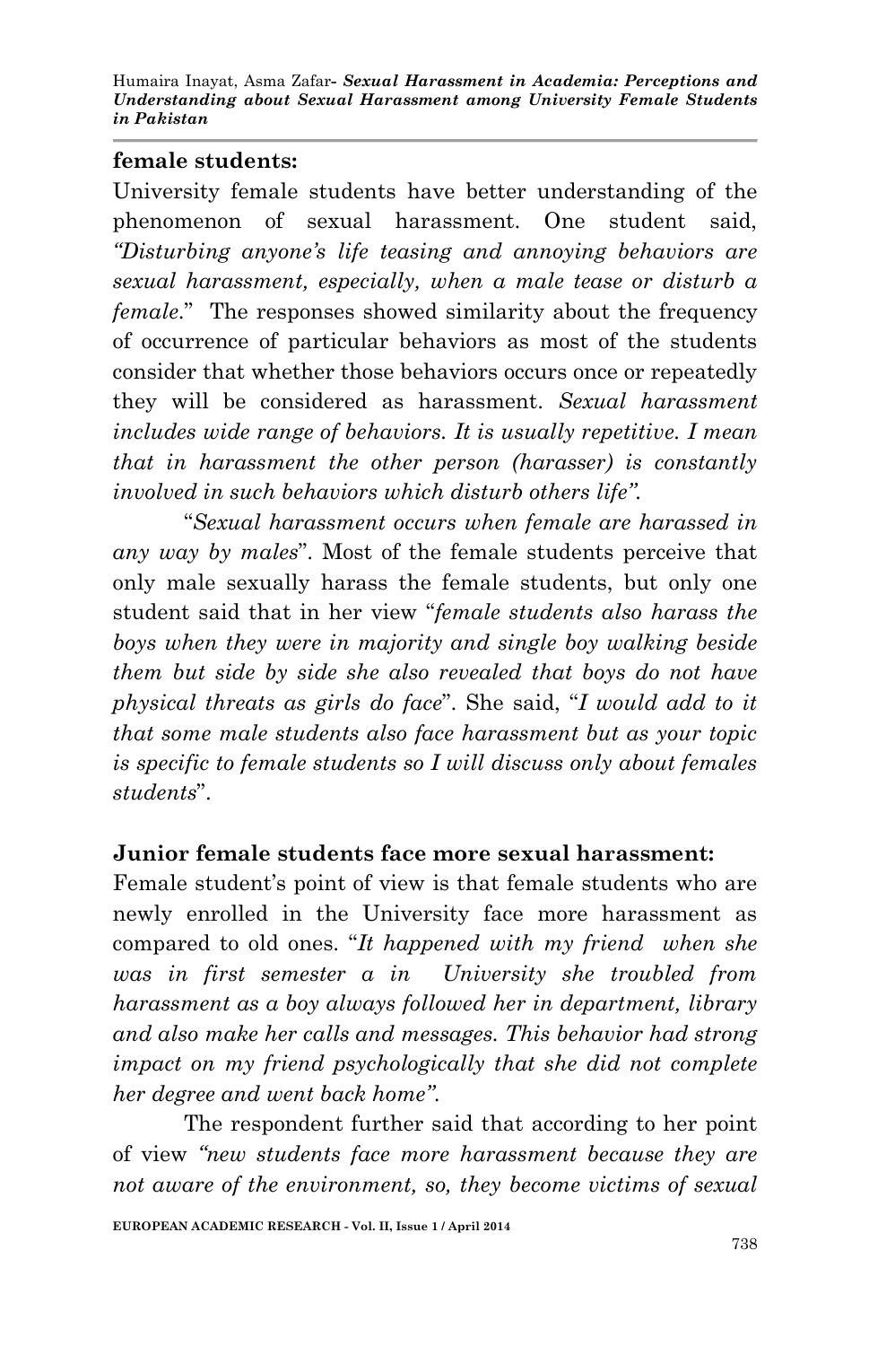**female students:**

University female students have better understanding of the phenomenon of sexual harassment. One student said, *"Disturbing anyone's life teasing and annoying behaviors are sexual harassment, especially, when a male tease or disturb a female.*" The responses showed similarity about the frequency of occurrence of particular behaviors as most of the students consider that whether those behaviors occurs once or repeatedly they will be considered as harassment. *Sexual harassment includes wide range of behaviors. It is usually repetitive. I mean that in harassment the other person (harasser) is constantly involved in such behaviors which disturb others life".*

"*Sexual harassment occurs when female are harassed in any way by males*". Most of the female students perceive that only male sexually harass the female students, but only one student said that in her view "*female students also harass the boys when they were in majority and single boy walking beside them but side by side she also revealed that boys do not have physical threats as girls do face*". She said, "*I would add to it that some male students also face harassment but as your topic is specific to female students so I will discuss only about females students*".

**Junior female students face more sexual harassment:**

Female student's point of view is that female students who are newly enrolled in the University face more harassment as compared to old ones. "*It happened with my friend when she was in first semester a in University she troubled from harassment as a boy always followed her in department, library and also make her calls and messages. This behavior had strong impact on my friend psychologically that she did not complete her degree and went back home".*

The respondent further said that according to her point of view *"new students face more harassment because they are not aware of the environment, so, they become victims of sexual*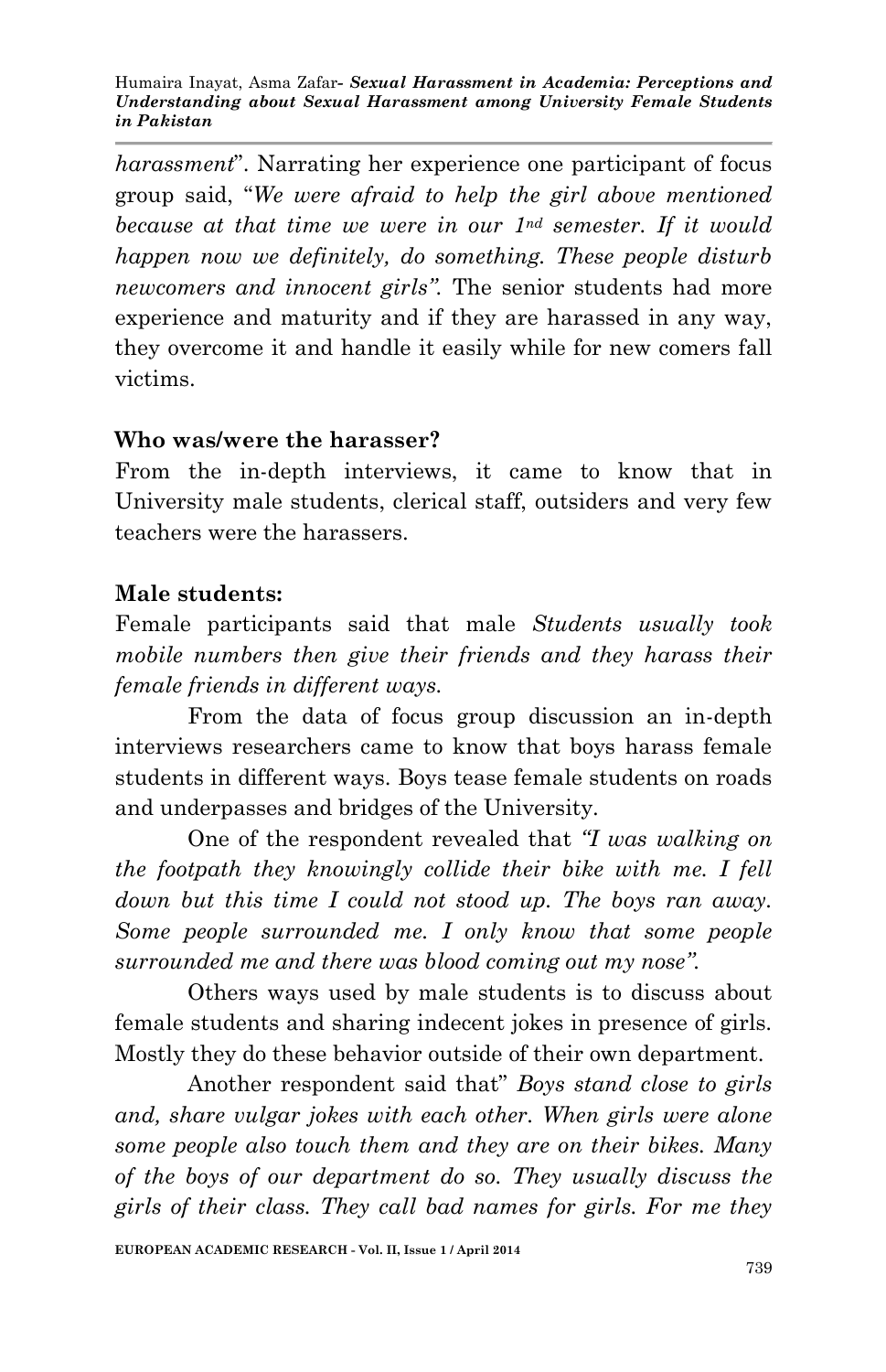*harassment*". Narrating her experience one participant of focus group said, "*We were afraid to help the girl above mentioned because at that time we were in our 1st semester. If it would happen now we definitely, do something. These people disturb newcomers and innocent girls".* The senior students had more experience and maturity and if they are harassed in any way, they overcome it and handle it easily while for new comers fall victims.

**Who was/were the harasser?**

From the in-depth interviews, it came to know that in University male students, clerical staff, outsiders and very few teachers were the harassers.

**Male students:**

Female participants said that male *Students usually took mobile numbers then give their friends and they harass their female friends in different ways.*

From the data of focus group discussion an in-depth interviews researchers came to know that boys harass female students in different ways. Boys tease female students on roads and underpasses and bridges of the University.

One of the respondent revealed that *"I was walking on the footpath they knowingly collide their bike with me. I fell down but this time I could not stood up. The boys ran away. Some people surrounded me. I only know that some people surrounded me and there was blood coming out my nose".*

Others ways used by male students is to discuss about female students and sharing indecent jokes in presence of girls. Mostly they do these behavior outside of their own department.

Another respondent said that" *Boys stand close to girls and, share vulgar jokes with each other. When girls were alone some people also touch them and they are on their bikes. Many of the boys of our department do so. They usually discuss the girls of their class. They call bad names for girls. For me they*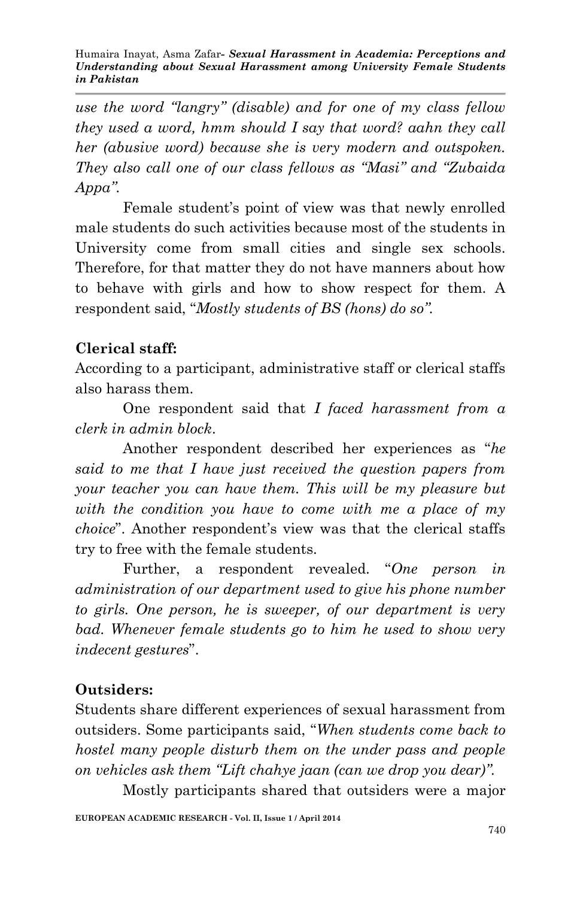*use the word "langry" (disable) and for one of my class fellow they used a word, hmm should I say that word? aahn they call her (abusive word) because she is very modern and outspoken. They also call one of our class fellows as "Masi" and "Zubaida Appa".*

Female student's point of view was that newly enrolled male students do such activities because most of the students in University come from small cities and single sex schools. Therefore, for that matter they do not have manners about how to behave with girls and how to show respect for them. A respondent said, "*Mostly students of BS (hons) do so".*

**Clerical staff:**

According to a participant, administrative staff or clerical staffs also harass them.

One respondent said that *I faced harassment from a clerk in admin block*.

Another respondent described her experiences as "*he said to me that I have just received the question papers from your teacher you can have them. This will be my pleasure but with the condition you have to come with me a place of my choice*". Another respondent's view was that the clerical staffs try to free with the female students.

Further, a respondent revealed. "*One person in administration of our department used to give his phone number to girls. One person, he is sweeper, of our department is very bad. Whenever female students go to him he used to show very indecent gestures*".

**Outsiders:**

Students share different experiences of sexual harassment from outsiders. Some participants said, "*When students come back to hostel many people disturb them on the under pass and people on vehicles ask them "Lift chahye jaan (can we drop you dear)".*

Mostly participants shared that outsiders were a major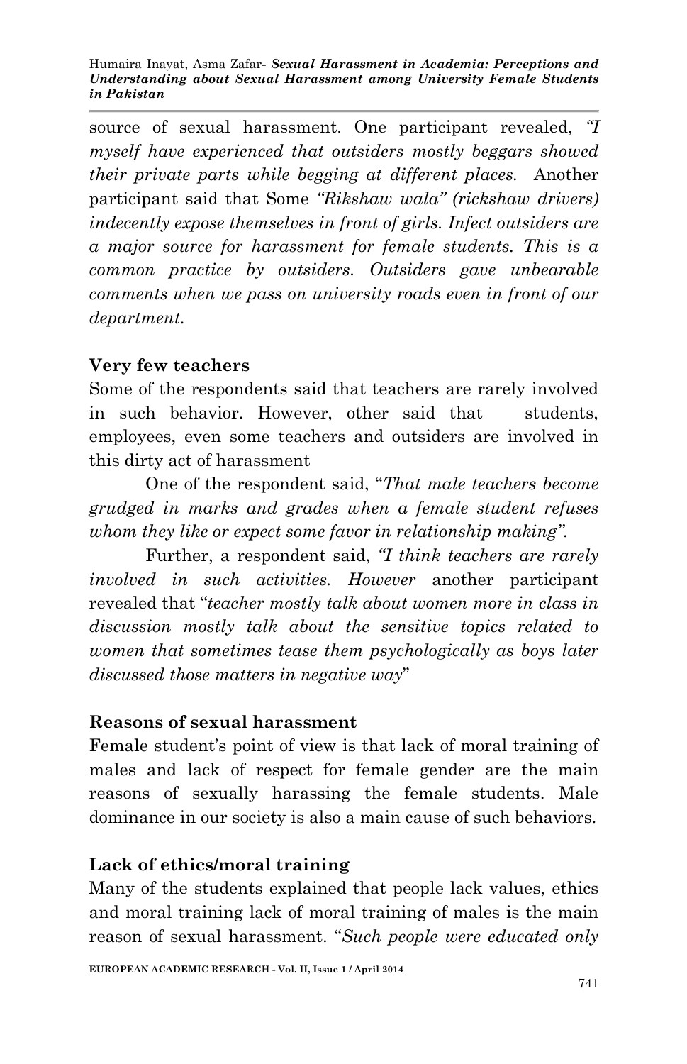source of sexual harassment. One participant revealed, *"I myself have experienced that outsiders mostly beggars showed their private parts while begging at different places.* Another participant said that Some *"Rikshaw wala" (rickshaw drivers) indecently expose themselves in front of girls. Infect outsiders are a major source for harassment for female students. This is a common practice by outsiders. Outsiders gave unbearable comments when we pass on university roads even in front of our department.*

**Very few teachers**

Some of the respondents said that teachers are rarely involved in such behavior. However, other said that students, employees, even some teachers and outsiders are involved in this dirty act of harassment

One of the respondent said, "*That male teachers become grudged in marks and grades when a female student refuses whom they like or expect some favor in relationship making"*.

Further, a respondent said, *"I think teachers are rarely involved in such activities. However* another participant revealed that "*teacher mostly talk about women more in class in discussion mostly talk about the sensitive topics related to women that sometimes tease them psychologically as boys later discussed those matters in negative way*"

**Reasons of sexual harassment**

Female student's point of view is that lack of moral training of males and lack of respect for female gender are the main reasons of sexually harassing the female students. Male dominance in our society is also a main cause of such behaviors.

**Lack of ethics/moral training**

Many of the students explained that people lack values, ethics and moral training lack of moral training of males is the main reason of sexual harassment. "*Such people were educated only*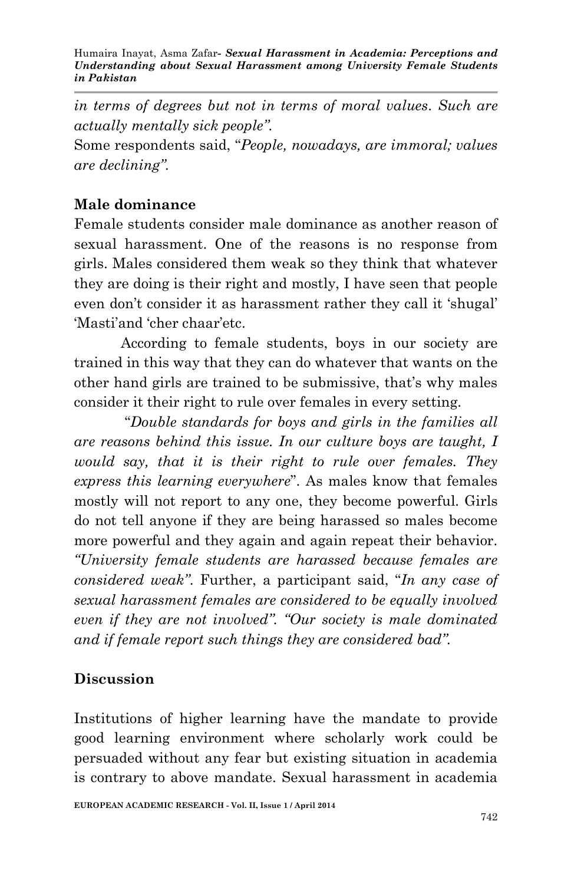*in terms of degrees but not in terms of moral values*. *Such are actually mentally sick people"*.

Some respondents said, "*People, nowadays, are immoral; values are declining"*.

**Male dominance**

Female students consider male dominance as another reason of sexual harassment. One of the reasons is no response from girls. Males considered them weak so they think that whatever they are doing is their right and mostly, I have seen that people even don't consider it as harassment rather they call it 'shugal' 'Masti'and 'cher chaar'etc.

According to female students, boys in our society are trained in this way that they can do whatever that wants on the other hand girls are trained to be submissive, that's why males consider it their right to rule over females in every setting.

"*Double standards for boys and girls in the families all are reasons behind this issue. In our culture boys are taught, I would say, that it is their right to rule over females. They express this learning everywhere*". As males know that females mostly will not report to any one, they become powerful. Girls do not tell anyone if they are being harassed so males become more powerful and they again and again repeat their behavior. *"University female students are harassed because females are considered weak"*. Further, a participant said, "*In any case of sexual harassment females are considered to be equally involved even if they are not involved". "Our society is male dominated and if female report such things they are considered bad"*.

**Discussion**

Institutions of higher learning have the mandate to provide good learning environment where scholarly work could be persuaded without any fear but existing situation in academia is contrary to above mandate. Sexual harassment in academia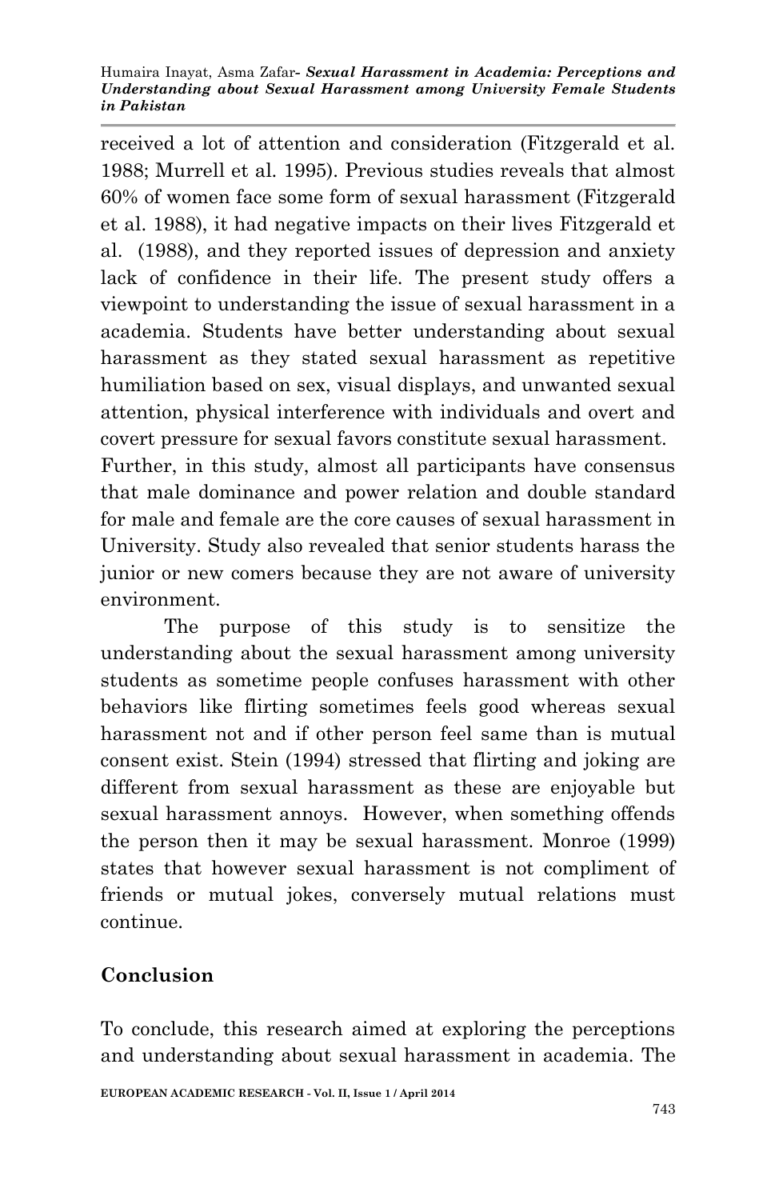received a lot of attention and consideration (Fitzgerald et al. 1988; Murrell et al. 1995). Previous studies reveals that almost 60% of women face some form of sexual harassment (Fitzgerald et al. 1988), it had negative impacts on their lives Fitzgerald et al. (1988), and they reported issues of depression and anxiety lack of confidence in their life. The present study offers a viewpoint to understanding the issue of sexual harassment in a academia. Students have better understanding about sexual harassment as they stated sexual harassment as repetitive humiliation based on sex, visual displays, and unwanted sexual attention, physical interference with individuals and overt and covert pressure for sexual favors constitute sexual harassment. Further, in this study, almost all participants have consensus that male dominance and power relation and double standard for male and female are the core causes of sexual harassment in University. Study also revealed that senior students harass the junior or new comers because they are not aware of university environment.

The purpose of this study is to sensitize the understanding about the sexual harassment among university students as sometime people confuses harassment with other behaviors like flirting sometimes feels good whereas sexual harassment not and if other person feel same than is mutual consent exist. Stein (1994) stressed that flirting and joking are different from sexual harassment as these are enjoyable but sexual harassment annoys. However, when something offends the person then it may be sexual harassment. Monroe (1999) states that however sexual harassment is not compliment of friends or mutual jokes, conversely mutual relations must continue.

## Conclusion

To conclude, this research aimed at exploring the perceptions and understanding about sexual harassment in academia. The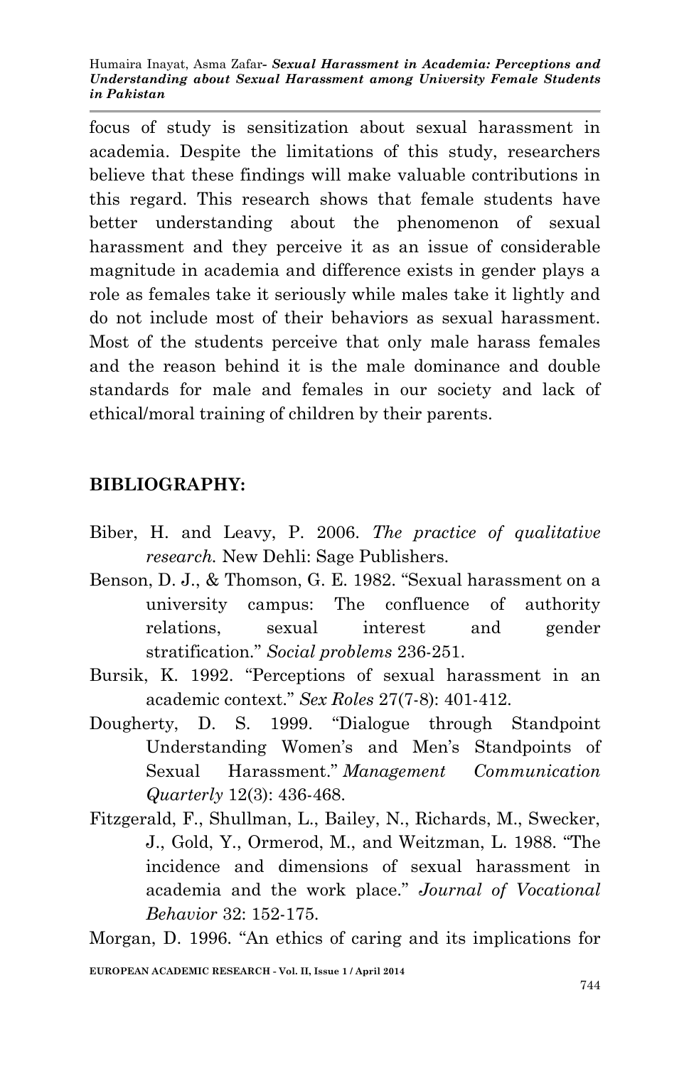focus of study is sensitization about sexual harassment in academia. Despite the limitations of this study, researchers believe that these findings will make valuable contributions in this regard. This research shows that female students have better understanding about the phenomenon of sexual harassment and they perceive it as an issue of considerable magnitude in academia and difference exists in gender plays a role as females take it seriously while males take it lightly and do not include most of their behaviors as sexual harassment. Most of the students perceive that only male harass females and the reason behind it is the male dominance and double standards for male and females in our society and lack of ethical/moral training of children by their parents.

## BIBLIOGRAPHY:

Biber, H. and Leavy, P. 2006. *The practice of qualitative research.* New Dehli: Sage Publishers.

Benson, D. J., & Thomson, G. E. 1982. "Sexual harassment on a university campus: The confluence of authority relations, sexual interest and gender stratification." *Social problems* 236-251.

Bursik, K. 1992. "Perceptions of sexual harassment in an academic context." *Sex Roles* 27(7-8): 401-412.

Dougherty, D. S. 1999. "Dialogue through Standpoint Understanding Women's and Men's Standpoints of Sexual Harassment." *Management Communication Quarterly* 12(3): 436-468.

Fitzgerald, F., Shullman, L., Bailey, N., Richards, M., Swecker, J., Gold, Y., Ormerod, M., and Weitzman, L. 1988. "The incidence and dimensions of sexual harassment in academia and the work place." *Journal of Vocational Behavior* 32: 152-175.

Morgan, D. 1996. "An ethics of caring and its implications for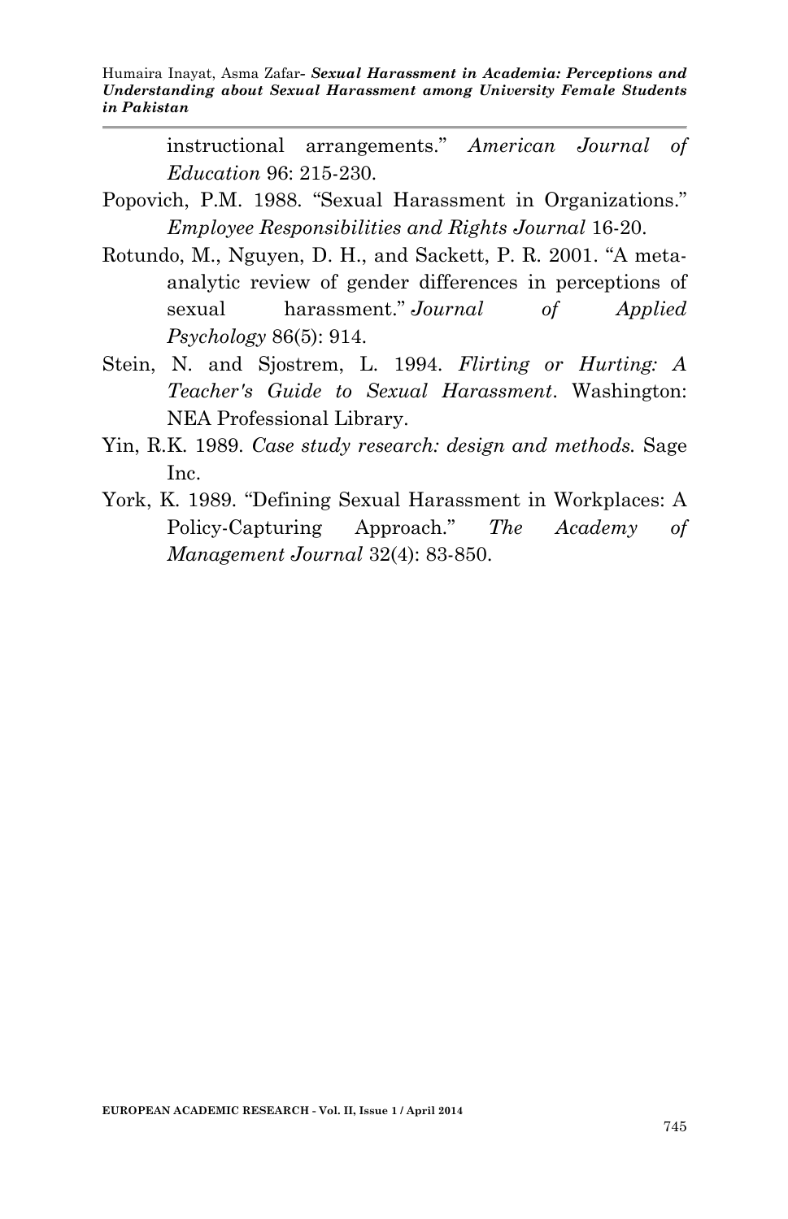instructional arrangements." *American Journal of Education* 96: 215-230.

Popovich, P.M. 1988. "Sexual Harassment in Organizations." *Employee Responsibilities and Rights Journal* 16-20.

Rotundo, M., Nguyen, D. H., and Sackett, P. R. 2001. "A meta-analytic review of gender differences in perceptions of sexual harassment." *Journal of Applied Psychology* 86(5): 914.

Stein, N. and Sjostrem, L. 1994. *Flirting or Hurting: A Teacher's Guide to Sexual Harassment*. Washington: NEA Professional Library.

Yin, R.K. 1989. *Case study research: design and methods.* Sage Inc.

York, K. 1989. "Defining Sexual Harassment in Workplaces: A Policy-Capturing Approach." *The Academy of Management Journal* 32(4): 83-850.